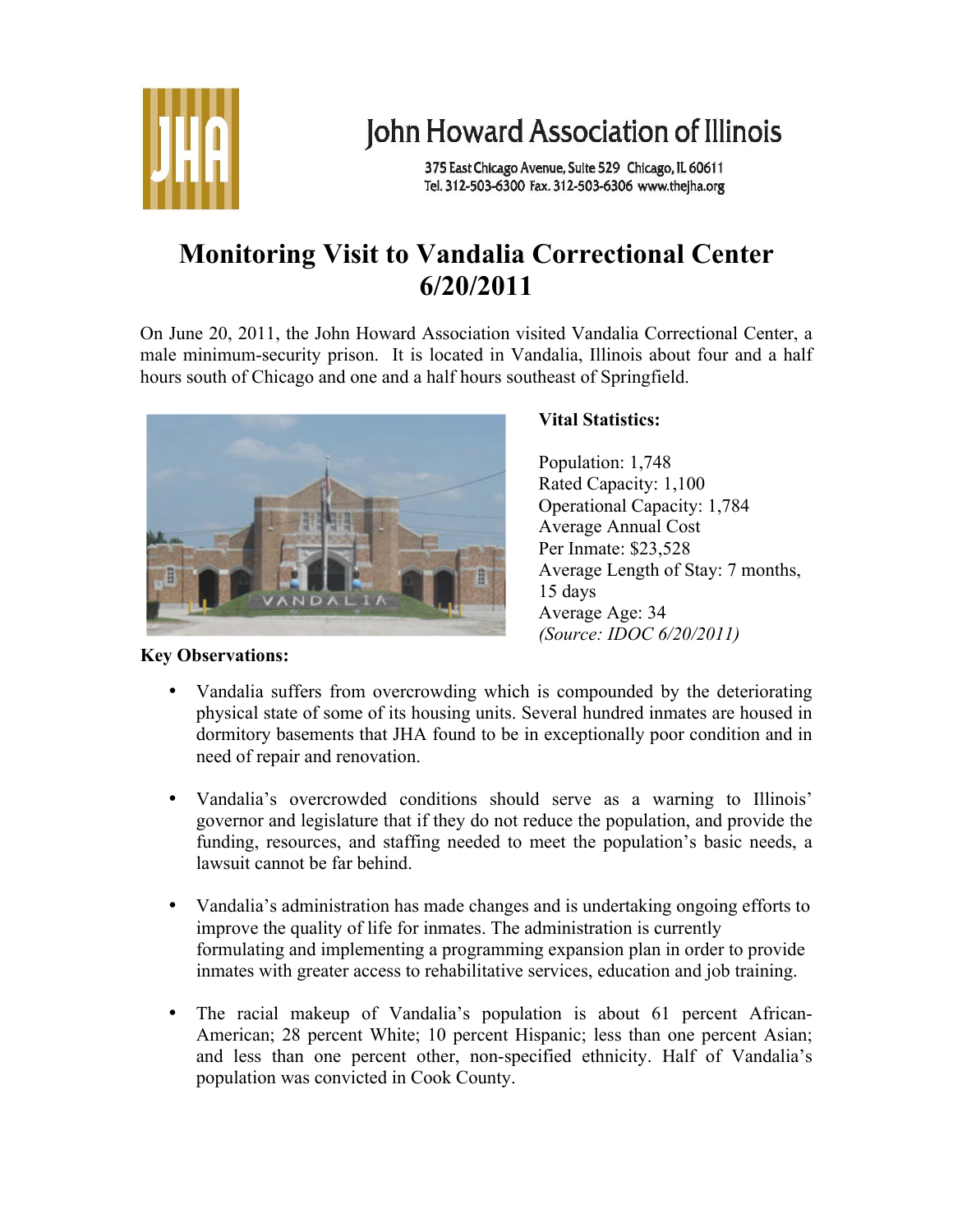John Howard Association of Illinois

375 East Chicago Avenue, Suite 529 Chicago, IL 60611
Tel. 312-503-6300 Fax. 312-503-6306 www.thejha.org

# Monitoring Visit to Vandalia Correctional Center 6/20/2011

On June 20, 2011, the John Howard Association visited Vandalia Correctional Center, a male minimum-security prison. It is located in Vandalia, Illinois about four and a half hours south of Chicago and one and a half hours southeast of Springfield.

**Vital Statistics:**

Population: 1,748
Rated Capacity: 1,100
Operational Capacity: 1,784
Average Annual Cost Per Inmate: $23,528
Average Length of Stay: 7 months, 15 days
Average Age: 34
*(Source: IDOC 6/20/2011)*

**Key Observations:**

- Vandalia suffers from overcrowding which is compounded by the deteriorating physical state of some of its housing units. Several hundred inmates are housed in dormitory basements that JHA found to be in exceptionally poor condition and in need of repair and renovation.

- Vandalia's overcrowded conditions should serve as a warning to Illinois' governor and legislature that if they do not reduce the population, and provide the funding, resources, and staffing needed to meet the population's basic needs, a lawsuit cannot be far behind.

- Vandalia's administration has made changes and is undertaking ongoing efforts to improve the quality of life for inmates. The administration is currently formulating and implementing a programming expansion plan in order to provide inmates with greater access to rehabilitative services, education and job training.

- The racial makeup of Vandalia's population is about 61 percent African-American; 28 percent White; 10 percent Hispanic; less than one percent Asian; and less than one percent other, non-specified ethnicity. Half of Vandalia's population was convicted in Cook County.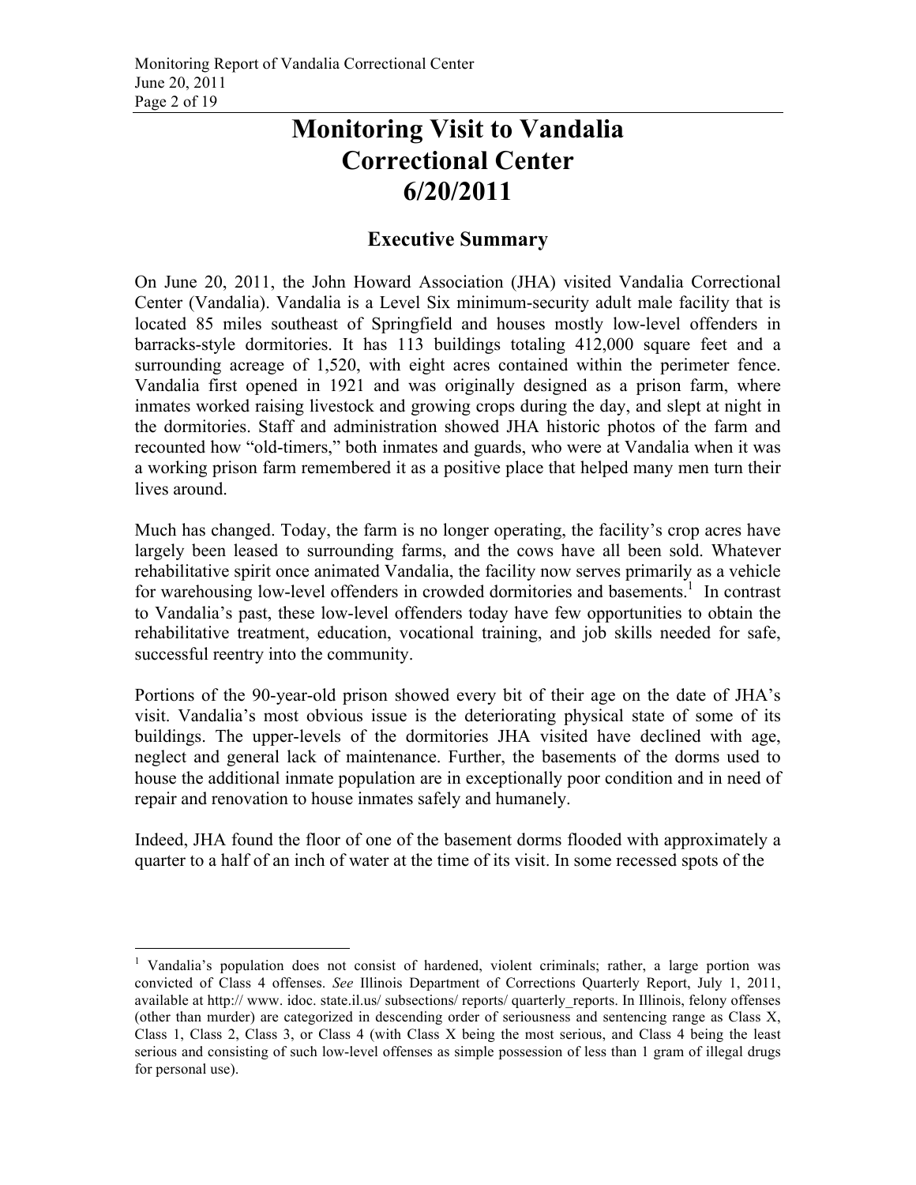# Monitoring Visit to Vandalia Correctional Center 6/20/2011

## Executive Summary

On June 20, 2011, the John Howard Association (JHA) visited Vandalia Correctional Center (Vandalia). Vandalia is a Level Six minimum-security adult male facility that is located 85 miles southeast of Springfield and houses mostly low-level offenders in barracks-style dormitories. It has 113 buildings totaling 412,000 square feet and a surrounding acreage of 1,520, with eight acres contained within the perimeter fence. Vandalia first opened in 1921 and was originally designed as a prison farm, where inmates worked raising livestock and growing crops during the day, and slept at night in the dormitories. Staff and administration showed JHA historic photos of the farm and recounted how "old-timers," both inmates and guards, who were at Vandalia when it was a working prison farm remembered it as a positive place that helped many men turn their lives around.

Much has changed. Today, the farm is no longer operating, the facility's crop acres have largely been leased to surrounding farms, and the cows have all been sold. Whatever rehabilitative spirit once animated Vandalia, the facility now serves primarily as a vehicle for warehousing low-level offenders in crowded dormitories and basements.[1] In contrast to Vandalia's past, these low-level offenders today have few opportunities to obtain the rehabilitative treatment, education, vocational training, and job skills needed for safe, successful reentry into the community.

Portions of the 90-year-old prison showed every bit of their age on the date of JHA's visit. Vandalia's most obvious issue is the deteriorating physical state of some of its buildings. The upper-levels of the dormitories JHA visited have declined with age, neglect and general lack of maintenance. Further, the basements of the dorms used to house the additional inmate population are in exceptionally poor condition and in need of repair and renovation to house inmates safely and humanely.

Indeed, JHA found the floor of one of the basement dorms flooded with approximately a quarter to a half of an inch of water at the time of its visit. In some recessed spots of the

---

[1] Vandalia's population does not consist of hardened, violent criminals; rather, a large portion was convicted of Class 4 offenses. *See* Illinois Department of Corrections Quarterly Report, July 1, 2011, available at http:// www. idoc. state.il.us/ subsections/ reports/ quarterly_reports. In Illinois, felony offenses (other than murder) are categorized in descending order of seriousness and sentencing range as Class X, Class 1, Class 2, Class 3, or Class 4 (with Class X being the most serious, and Class 4 being the least serious and consisting of such low-level offenses as simple possession of less than 1 gram of illegal drugs for personal use).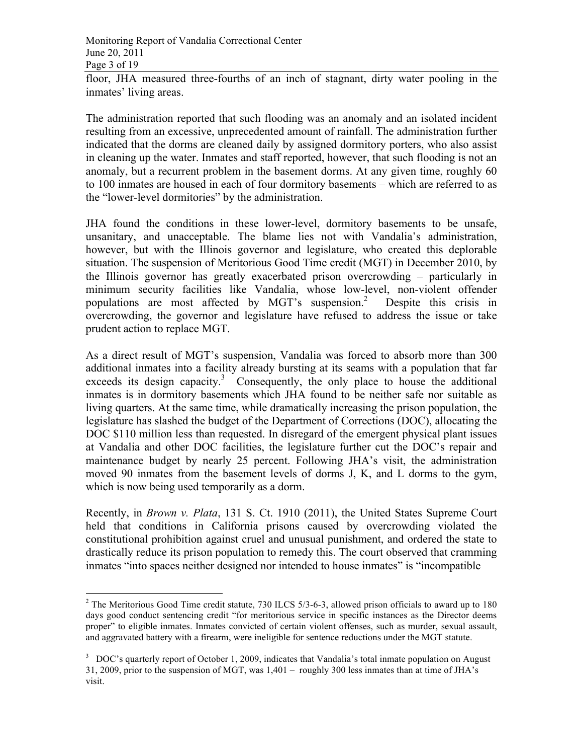floor, JHA measured three-fourths of an inch of stagnant, dirty water pooling in the inmates' living areas.

The administration reported that such flooding was an anomaly and an isolated incident resulting from an excessive, unprecedented amount of rainfall. The administration further indicated that the dorms are cleaned daily by assigned dormitory porters, who also assist in cleaning up the water. Inmates and staff reported, however, that such flooding is not an anomaly, but a recurrent problem in the basement dorms. At any given time, roughly 60 to 100 inmates are housed in each of four dormitory basements – which are referred to as the "lower-level dormitories" by the administration.

JHA found the conditions in these lower-level, dormitory basements to be unsafe, unsanitary, and unacceptable. The blame lies not with Vandalia's administration, however, but with the Illinois governor and legislature, who created this deplorable situation. The suspension of Meritorious Good Time credit (MGT) in December 2010, by the Illinois governor has greatly exacerbated prison overcrowding – particularly in minimum security facilities like Vandalia, whose low-level, non-violent offender populations are most affected by MGT's suspension.[2] Despite this crisis in overcrowding, the governor and legislature have refused to address the issue or take prudent action to replace MGT.

As a direct result of MGT's suspension, Vandalia was forced to absorb more than 300 additional inmates into a facility already bursting at its seams with a population that far exceeds its design capacity.[3] Consequently, the only place to house the additional inmates is in dormitory basements which JHA found to be neither safe nor suitable as living quarters. At the same time, while dramatically increasing the prison population, the legislature has slashed the budget of the Department of Corrections (DOC), allocating the DOC \$110 million less than requested. In disregard of the emergent physical plant issues at Vandalia and other DOC facilities, the legislature further cut the DOC's repair and maintenance budget by nearly 25 percent. Following JHA's visit, the administration moved 90 inmates from the basement levels of dorms J, K, and L dorms to the gym, which is now being used temporarily as a dorm.

Recently, in *Brown v. Plata*, 131 S. Ct. 1910 (2011), the United States Supreme Court held that conditions in California prisons caused by overcrowding violated the constitutional prohibition against cruel and unusual punishment, and ordered the state to drastically reduce its prison population to remedy this. The court observed that cramming inmates "into spaces neither designed nor intended to house inmates" is "incompatible

---

[2] The Meritorious Good Time credit statute, 730 ILCS 5/3-6-3, allowed prison officials to award up to 180 days good conduct sentencing credit "for meritorious service in specific instances as the Director deems proper" to eligible inmates. Inmates convicted of certain violent offenses, such as murder, sexual assault, and aggravated battery with a firearm, were ineligible for sentence reductions under the MGT statute.

[3] DOC's quarterly report of October 1, 2009, indicates that Vandalia's total inmate population on August 31, 2009, prior to the suspension of MGT, was 1,401 – roughly 300 less inmates than at time of JHA's visit.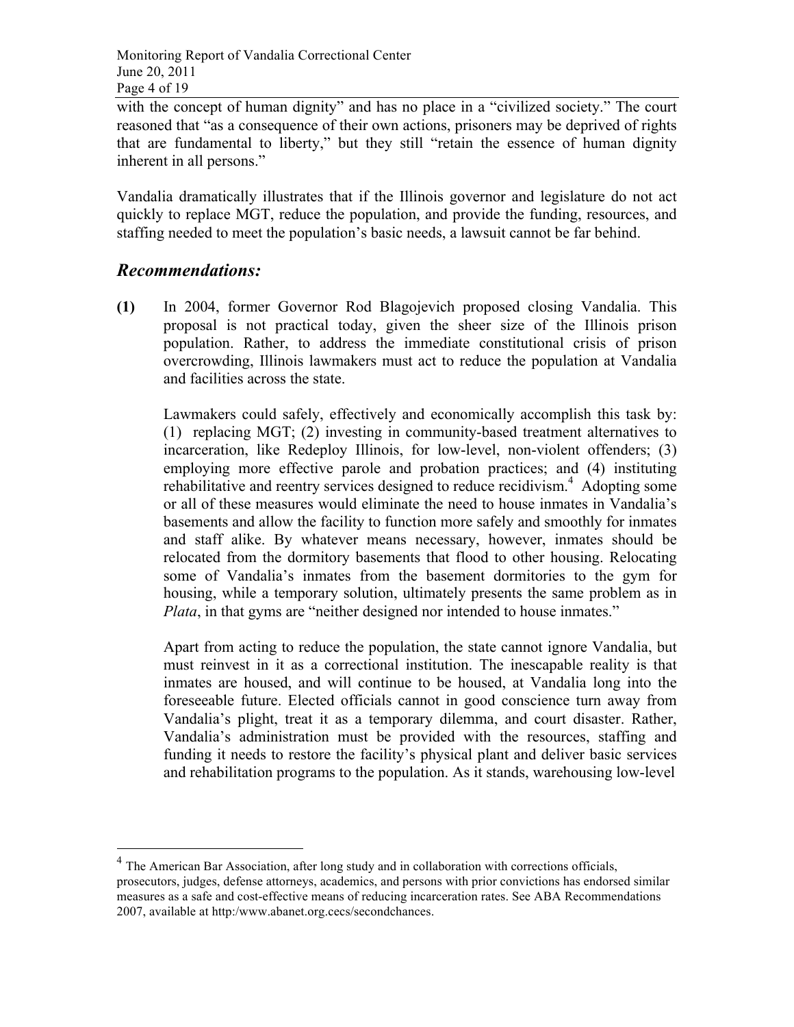with the concept of human dignity" and has no place in a "civilized society." The court reasoned that "as a consequence of their own actions, prisoners may be deprived of rights that are fundamental to liberty," but they still "retain the essence of human dignity inherent in all persons."

Vandalia dramatically illustrates that if the Illinois governor and legislature do not act quickly to replace MGT, reduce the population, and provide the funding, resources, and staffing needed to meet the population's basic needs, a lawsuit cannot be far behind.

## *Recommendations:*

**(1)** In 2004, former Governor Rod Blagojevich proposed closing Vandalia. This proposal is not practical today, given the sheer size of the Illinois prison population. Rather, to address the immediate constitutional crisis of prison overcrowding, Illinois lawmakers must act to reduce the population at Vandalia and facilities across the state.

Lawmakers could safely, effectively and economically accomplish this task by: (1) replacing MGT; (2) investing in community-based treatment alternatives to incarceration, like Redeploy Illinois, for low-level, non-violent offenders; (3) employing more effective parole and probation practices; and (4) instituting rehabilitative and reentry services designed to reduce recidivism.[4] Adopting some or all of these measures would eliminate the need to house inmates in Vandalia's basements and allow the facility to function more safely and smoothly for inmates and staff alike. By whatever means necessary, however, inmates should be relocated from the dormitory basements that flood to other housing. Relocating some of Vandalia's inmates from the basement dormitories to the gym for housing, while a temporary solution, ultimately presents the same problem as in *Plata*, in that gyms are "neither designed nor intended to house inmates."

Apart from acting to reduce the population, the state cannot ignore Vandalia, but must reinvest in it as a correctional institution. The inescapable reality is that inmates are housed, and will continue to be housed, at Vandalia long into the foreseeable future. Elected officials cannot in good conscience turn away from Vandalia's plight, treat it as a temporary dilemma, and court disaster. Rather, Vandalia's administration must be provided with the resources, staffing and funding it needs to restore the facility's physical plant and deliver basic services and rehabilitation programs to the population. As it stands, warehousing low-level

---

[4] The American Bar Association, after long study and in collaboration with corrections officials, prosecutors, judges, defense attorneys, academics, and persons with prior convictions has endorsed similar measures as a safe and cost-effective means of reducing incarceration rates. See ABA Recommendations 2007, available at http:/www.abanet.org.cecs/secondchances.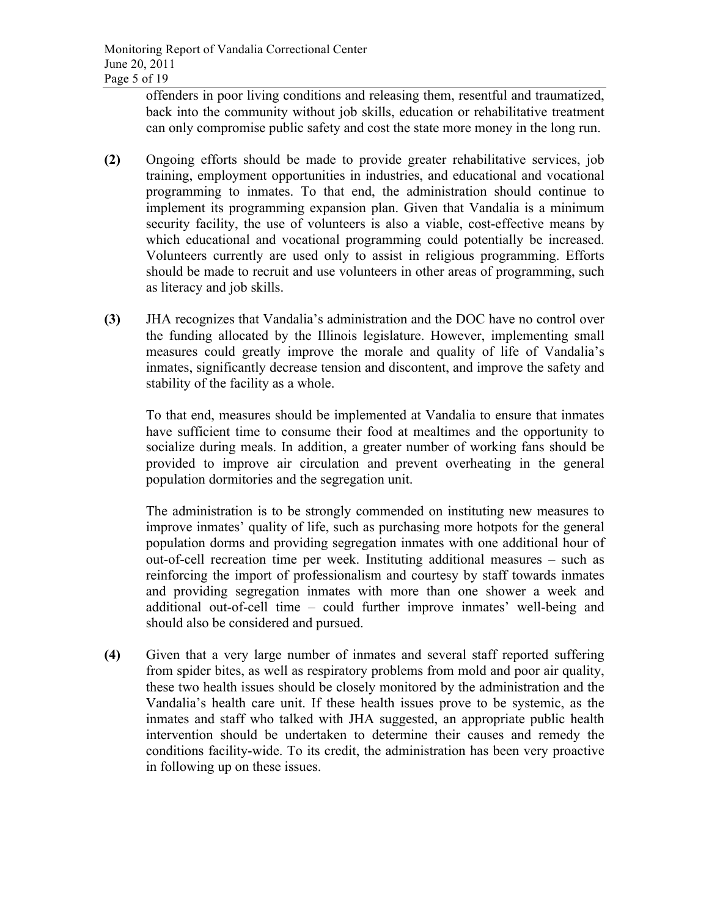offenders in poor living conditions and releasing them, resentful and traumatized, back into the community without job skills, education or rehabilitative treatment can only compromise public safety and cost the state more money in the long run.

**(2)** Ongoing efforts should be made to provide greater rehabilitative services, job training, employment opportunities in industries, and educational and vocational programming to inmates. To that end, the administration should continue to implement its programming expansion plan. Given that Vandalia is a minimum security facility, the use of volunteers is also a viable, cost-effective means by which educational and vocational programming could potentially be increased. Volunteers currently are used only to assist in religious programming. Efforts should be made to recruit and use volunteers in other areas of programming, such as literacy and job skills.

**(3)** JHA recognizes that Vandalia's administration and the DOC have no control over the funding allocated by the Illinois legislature. However, implementing small measures could greatly improve the morale and quality of life of Vandalia's inmates, significantly decrease tension and discontent, and improve the safety and stability of the facility as a whole.

To that end, measures should be implemented at Vandalia to ensure that inmates have sufficient time to consume their food at mealtimes and the opportunity to socialize during meals. In addition, a greater number of working fans should be provided to improve air circulation and prevent overheating in the general population dormitories and the segregation unit.

The administration is to be strongly commended on instituting new measures to improve inmates' quality of life, such as purchasing more hotpots for the general population dorms and providing segregation inmates with one additional hour of out-of-cell recreation time per week. Instituting additional measures – such as reinforcing the import of professionalism and courtesy by staff towards inmates and providing segregation inmates with more than one shower a week and additional out-of-cell time – could further improve inmates' well-being and should also be considered and pursued.

**(4)** Given that a very large number of inmates and several staff reported suffering from spider bites, as well as respiratory problems from mold and poor air quality, these two health issues should be closely monitored by the administration and the Vandalia's health care unit. If these health issues prove to be systemic, as the inmates and staff who talked with JHA suggested, an appropriate public health intervention should be undertaken to determine their causes and remedy the conditions facility-wide. To its credit, the administration has been very proactive in following up on these issues.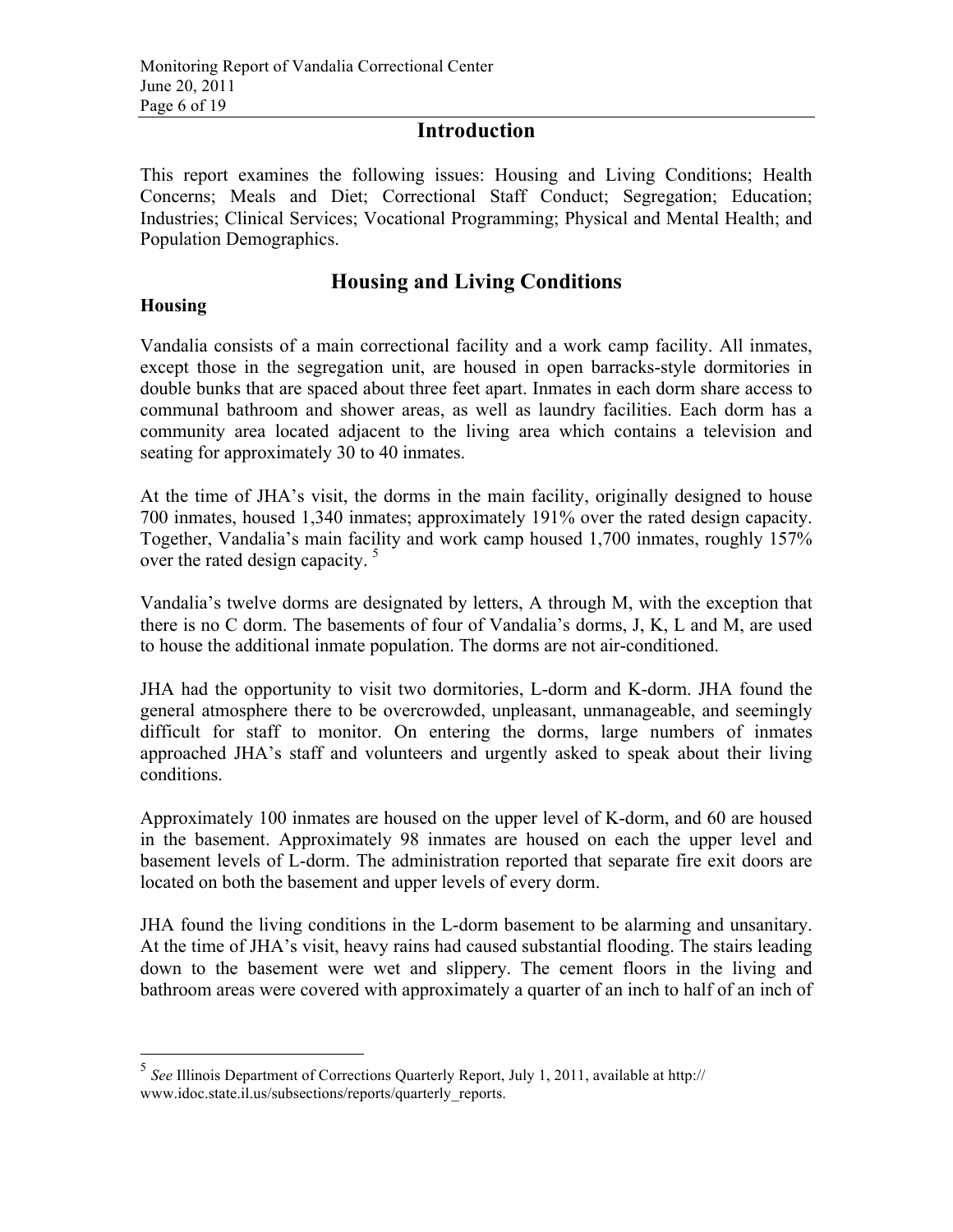# Introduction

This report examines the following issues: Housing and Living Conditions; Health Concerns; Meals and Diet; Correctional Staff Conduct; Segregation; Education; Industries; Clinical Services; Vocational Programming; Physical and Mental Health; and Population Demographics.

# Housing and Living Conditions

### Housing

Vandalia consists of a main correctional facility and a work camp facility. All inmates, except those in the segregation unit, are housed in open barracks-style dormitories in double bunks that are spaced about three feet apart. Inmates in each dorm share access to communal bathroom and shower areas, as well as laundry facilities. Each dorm has a community area located adjacent to the living area which contains a television and seating for approximately 30 to 40 inmates.

At the time of JHA's visit, the dorms in the main facility, originally designed to house 700 inmates, housed 1,340 inmates; approximately 191% over the rated design capacity. Together, Vandalia's main facility and work camp housed 1,700 inmates, roughly 157% over the rated design capacity. [5]

Vandalia's twelve dorms are designated by letters, A through M, with the exception that there is no C dorm. The basements of four of Vandalia's dorms, J, K, L and M, are used to house the additional inmate population. The dorms are not air-conditioned.

JHA had the opportunity to visit two dormitories, L-dorm and K-dorm. JHA found the general atmosphere there to be overcrowded, unpleasant, unmanageable, and seemingly difficult for staff to monitor. On entering the dorms, large numbers of inmates approached JHA's staff and volunteers and urgently asked to speak about their living conditions.

Approximately 100 inmates are housed on the upper level of K-dorm, and 60 are housed in the basement. Approximately 98 inmates are housed on each the upper level and basement levels of L-dorm. The administration reported that separate fire exit doors are located on both the basement and upper levels of every dorm.

JHA found the living conditions in the L-dorm basement to be alarming and unsanitary. At the time of JHA's visit, heavy rains had caused substantial flooding. The stairs leading down to the basement were wet and slippery. The cement floors in the living and bathroom areas were covered with approximately a quarter of an inch to half of an inch of

---

[5] *See* Illinois Department of Corrections Quarterly Report, July 1, 2011, available at http://www.idoc.state.il.us/subsections/reports/quarterly_reports.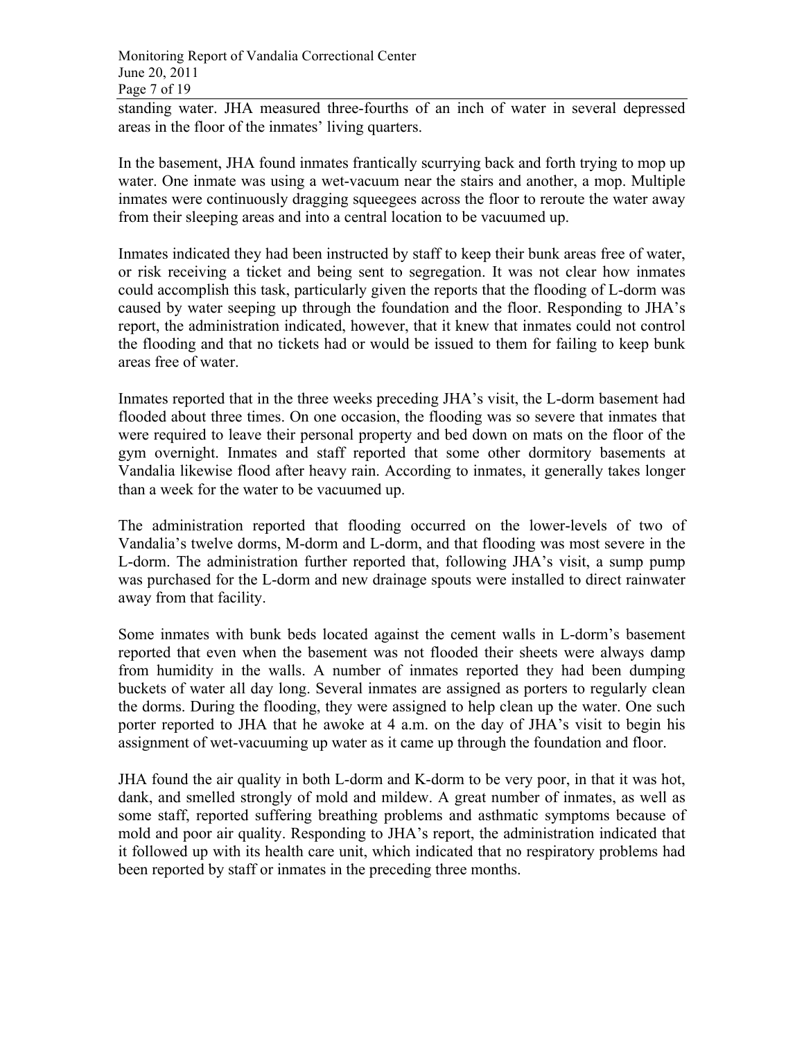standing water. JHA measured three-fourths of an inch of water in several depressed areas in the floor of the inmates' living quarters.

In the basement, JHA found inmates frantically scurrying back and forth trying to mop up water. One inmate was using a wet-vacuum near the stairs and another, a mop. Multiple inmates were continuously dragging squeegees across the floor to reroute the water away from their sleeping areas and into a central location to be vacuumed up.

Inmates indicated they had been instructed by staff to keep their bunk areas free of water, or risk receiving a ticket and being sent to segregation. It was not clear how inmates could accomplish this task, particularly given the reports that the flooding of L-dorm was caused by water seeping up through the foundation and the floor. Responding to JHA's report, the administration indicated, however, that it knew that inmates could not control the flooding and that no tickets had or would be issued to them for failing to keep bunk areas free of water.

Inmates reported that in the three weeks preceding JHA's visit, the L-dorm basement had flooded about three times. On one occasion, the flooding was so severe that inmates that were required to leave their personal property and bed down on mats on the floor of the gym overnight. Inmates and staff reported that some other dormitory basements at Vandalia likewise flood after heavy rain. According to inmates, it generally takes longer than a week for the water to be vacuumed up.

The administration reported that flooding occurred on the lower-levels of two of Vandalia's twelve dorms, M-dorm and L-dorm, and that flooding was most severe in the L-dorm. The administration further reported that, following JHA's visit, a sump pump was purchased for the L-dorm and new drainage spouts were installed to direct rainwater away from that facility.

Some inmates with bunk beds located against the cement walls in L-dorm's basement reported that even when the basement was not flooded their sheets were always damp from humidity in the walls. A number of inmates reported they had been dumping buckets of water all day long. Several inmates are assigned as porters to regularly clean the dorms. During the flooding, they were assigned to help clean up the water. One such porter reported to JHA that he awoke at 4 a.m. on the day of JHA's visit to begin his assignment of wet-vacuuming up water as it came up through the foundation and floor.

JHA found the air quality in both L-dorm and K-dorm to be very poor, in that it was hot, dank, and smelled strongly of mold and mildew. A great number of inmates, as well as some staff, reported suffering breathing problems and asthmatic symptoms because of mold and poor air quality. Responding to JHA's report, the administration indicated that it followed up with its health care unit, which indicated that no respiratory problems had been reported by staff or inmates in the preceding three months.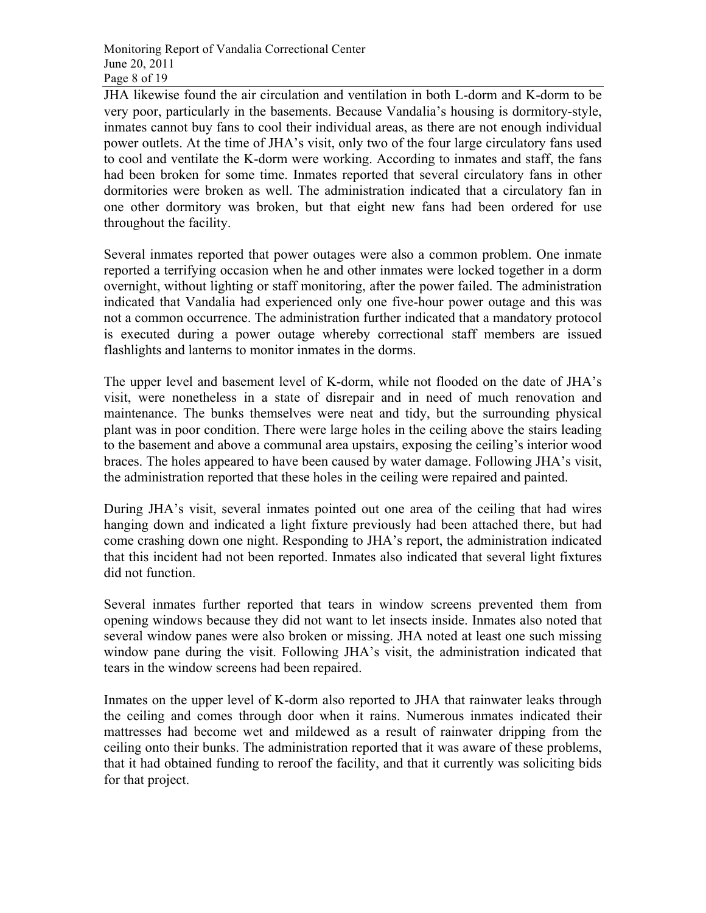JHA likewise found the air circulation and ventilation in both L-dorm and K-dorm to be very poor, particularly in the basements. Because Vandalia's housing is dormitory-style, inmates cannot buy fans to cool their individual areas, as there are not enough individual power outlets. At the time of JHA's visit, only two of the four large circulatory fans used to cool and ventilate the K-dorm were working. According to inmates and staff, the fans had been broken for some time. Inmates reported that several circulatory fans in other dormitories were broken as well. The administration indicated that a circulatory fan in one other dormitory was broken, but that eight new fans had been ordered for use throughout the facility.

Several inmates reported that power outages were also a common problem. One inmate reported a terrifying occasion when he and other inmates were locked together in a dorm overnight, without lighting or staff monitoring, after the power failed. The administration indicated that Vandalia had experienced only one five-hour power outage and this was not a common occurrence. The administration further indicated that a mandatory protocol is executed during a power outage whereby correctional staff members are issued flashlights and lanterns to monitor inmates in the dorms.

The upper level and basement level of K-dorm, while not flooded on the date of JHA's visit, were nonetheless in a state of disrepair and in need of much renovation and maintenance. The bunks themselves were neat and tidy, but the surrounding physical plant was in poor condition. There were large holes in the ceiling above the stairs leading to the basement and above a communal area upstairs, exposing the ceiling's interior wood braces. The holes appeared to have been caused by water damage. Following JHA's visit, the administration reported that these holes in the ceiling were repaired and painted.

During JHA's visit, several inmates pointed out one area of the ceiling that had wires hanging down and indicated a light fixture previously had been attached there, but had come crashing down one night. Responding to JHA's report, the administration indicated that this incident had not been reported. Inmates also indicated that several light fixtures did not function.

Several inmates further reported that tears in window screens prevented them from opening windows because they did not want to let insects inside. Inmates also noted that several window panes were also broken or missing. JHA noted at least one such missing window pane during the visit. Following JHA's visit, the administration indicated that tears in the window screens had been repaired.

Inmates on the upper level of K-dorm also reported to JHA that rainwater leaks through the ceiling and comes through door when it rains. Numerous inmates indicated their mattresses had become wet and mildewed as a result of rainwater dripping from the ceiling onto their bunks. The administration reported that it was aware of these problems, that it had obtained funding to reroof the facility, and that it currently was soliciting bids for that project.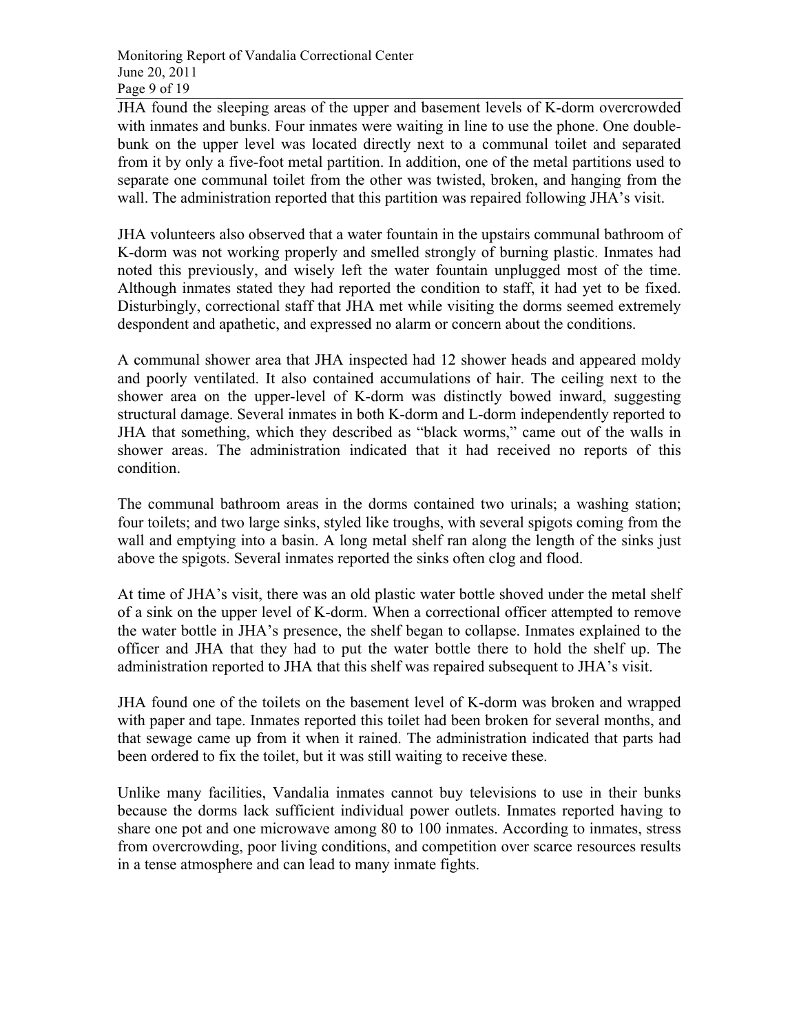JHA found the sleeping areas of the upper and basement levels of K-dorm overcrowded with inmates and bunks. Four inmates were waiting in line to use the phone. One double-bunk on the upper level was located directly next to a communal toilet and separated from it by only a five-foot metal partition. In addition, one of the metal partitions used to separate one communal toilet from the other was twisted, broken, and hanging from the wall. The administration reported that this partition was repaired following JHA's visit.

JHA volunteers also observed that a water fountain in the upstairs communal bathroom of K-dorm was not working properly and smelled strongly of burning plastic. Inmates had noted this previously, and wisely left the water fountain unplugged most of the time. Although inmates stated they had reported the condition to staff, it had yet to be fixed. Disturbingly, correctional staff that JHA met while visiting the dorms seemed extremely despondent and apathetic, and expressed no alarm or concern about the conditions.

A communal shower area that JHA inspected had 12 shower heads and appeared moldy and poorly ventilated. It also contained accumulations of hair. The ceiling next to the shower area on the upper-level of K-dorm was distinctly bowed inward, suggesting structural damage. Several inmates in both K-dorm and L-dorm independently reported to JHA that something, which they described as "black worms," came out of the walls in shower areas. The administration indicated that it had received no reports of this condition.

The communal bathroom areas in the dorms contained two urinals; a washing station; four toilets; and two large sinks, styled like troughs, with several spigots coming from the wall and emptying into a basin. A long metal shelf ran along the length of the sinks just above the spigots. Several inmates reported the sinks often clog and flood.

At time of JHA's visit, there was an old plastic water bottle shoved under the metal shelf of a sink on the upper level of K-dorm. When a correctional officer attempted to remove the water bottle in JHA's presence, the shelf began to collapse. Inmates explained to the officer and JHA that they had to put the water bottle there to hold the shelf up. The administration reported to JHA that this shelf was repaired subsequent to JHA's visit.

JHA found one of the toilets on the basement level of K-dorm was broken and wrapped with paper and tape. Inmates reported this toilet had been broken for several months, and that sewage came up from it when it rained. The administration indicated that parts had been ordered to fix the toilet, but it was still waiting to receive these.

Unlike many facilities, Vandalia inmates cannot buy televisions to use in their bunks because the dorms lack sufficient individual power outlets. Inmates reported having to share one pot and one microwave among 80 to 100 inmates. According to inmates, stress from overcrowding, poor living conditions, and competition over scarce resources results in a tense atmosphere and can lead to many inmate fights.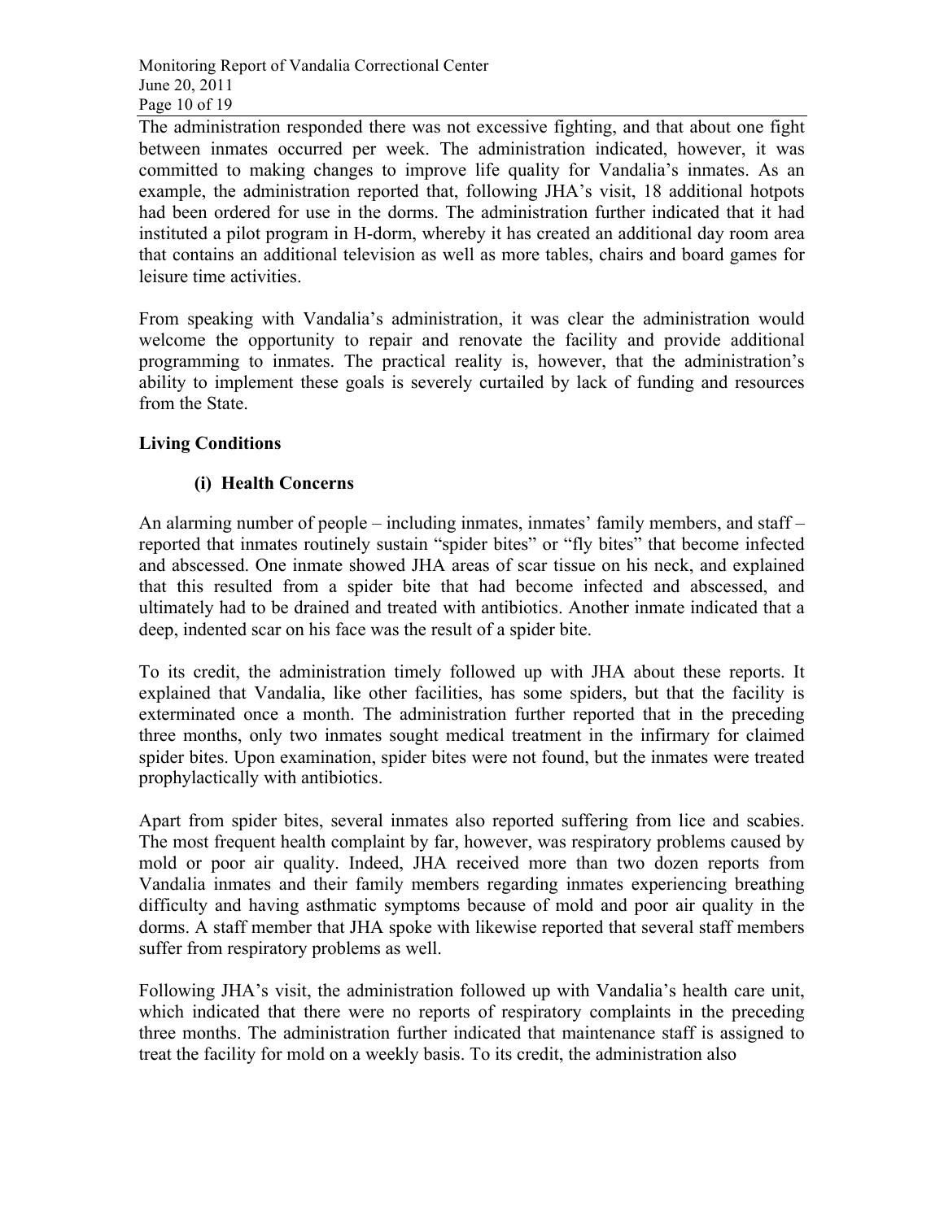The administration responded there was not excessive fighting, and that about one fight between inmates occurred per week. The administration indicated, however, it was committed to making changes to improve life quality for Vandalia's inmates. As an example, the administration reported that, following JHA's visit, 18 additional hotpots had been ordered for use in the dorms. The administration further indicated that it had instituted a pilot program in H-dorm, whereby it has created an additional day room area that contains an additional television as well as more tables, chairs and board games for leisure time activities.

From speaking with Vandalia's administration, it was clear the administration would welcome the opportunity to repair and renovate the facility and provide additional programming to inmates. The practical reality is, however, that the administration's ability to implement these goals is severely curtailed by lack of funding and resources from the State.

## Living Conditions

### (i) Health Concerns

An alarming number of people – including inmates, inmates' family members, and staff – reported that inmates routinely sustain "spider bites" or "fly bites" that become infected and abscessed. One inmate showed JHA areas of scar tissue on his neck, and explained that this resulted from a spider bite that had become infected and abscessed, and ultimately had to be drained and treated with antibiotics. Another inmate indicated that a deep, indented scar on his face was the result of a spider bite.

To its credit, the administration timely followed up with JHA about these reports. It explained that Vandalia, like other facilities, has some spiders, but that the facility is exterminated once a month. The administration further reported that in the preceding three months, only two inmates sought medical treatment in the infirmary for claimed spider bites. Upon examination, spider bites were not found, but the inmates were treated prophylactically with antibiotics.

Apart from spider bites, several inmates also reported suffering from lice and scabies. The most frequent health complaint by far, however, was respiratory problems caused by mold or poor air quality. Indeed, JHA received more than two dozen reports from Vandalia inmates and their family members regarding inmates experiencing breathing difficulty and having asthmatic symptoms because of mold and poor air quality in the dorms. A staff member that JHA spoke with likewise reported that several staff members suffer from respiratory problems as well.

Following JHA's visit, the administration followed up with Vandalia's health care unit, which indicated that there were no reports of respiratory complaints in the preceding three months. The administration further indicated that maintenance staff is assigned to treat the facility for mold on a weekly basis. To its credit, the administration also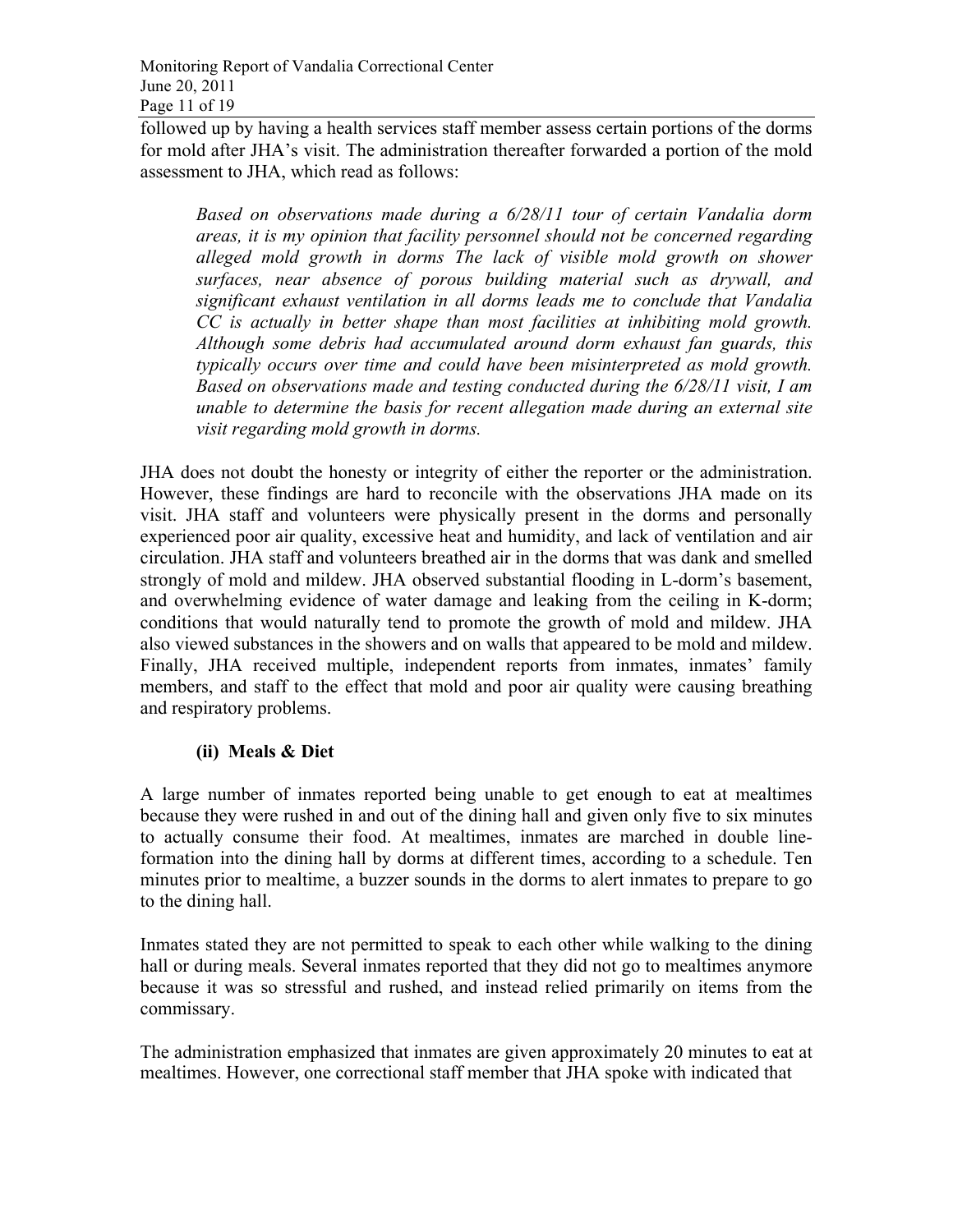followed up by having a health services staff member assess certain portions of the dorms for mold after JHA's visit. The administration thereafter forwarded a portion of the mold assessment to JHA, which read as follows:

> *Based on observations made during a 6/28/11 tour of certain Vandalia dorm areas, it is my opinion that facility personnel should not be concerned regarding alleged mold growth in dorms The lack of visible mold growth on shower surfaces, near absence of porous building material such as drywall, and significant exhaust ventilation in all dorms leads me to conclude that Vandalia CC is actually in better shape than most facilities at inhibiting mold growth. Although some debris had accumulated around dorm exhaust fan guards, this typically occurs over time and could have been misinterpreted as mold growth. Based on observations made and testing conducted during the 6/28/11 visit, I am unable to determine the basis for recent allegation made during an external site visit regarding mold growth in dorms.*

JHA does not doubt the honesty or integrity of either the reporter or the administration. However, these findings are hard to reconcile with the observations JHA made on its visit. JHA staff and volunteers were physically present in the dorms and personally experienced poor air quality, excessive heat and humidity, and lack of ventilation and air circulation. JHA staff and volunteers breathed air in the dorms that was dank and smelled strongly of mold and mildew. JHA observed substantial flooding in L-dorm's basement, and overwhelming evidence of water damage and leaking from the ceiling in K-dorm; conditions that would naturally tend to promote the growth of mold and mildew. JHA also viewed substances in the showers and on walls that appeared to be mold and mildew. Finally, JHA received multiple, independent reports from inmates, inmates' family members, and staff to the effect that mold and poor air quality were causing breathing and respiratory problems.

**(ii) Meals & Diet**

A large number of inmates reported being unable to get enough to eat at mealtimes because they were rushed in and out of the dining hall and given only five to six minutes to actually consume their food. At mealtimes, inmates are marched in double line-formation into the dining hall by dorms at different times, according to a schedule. Ten minutes prior to mealtime, a buzzer sounds in the dorms to alert inmates to prepare to go to the dining hall.

Inmates stated they are not permitted to speak to each other while walking to the dining hall or during meals. Several inmates reported that they did not go to mealtimes anymore because it was so stressful and rushed, and instead relied primarily on items from the commissary.

The administration emphasized that inmates are given approximately 20 minutes to eat at mealtimes. However, one correctional staff member that JHA spoke with indicated that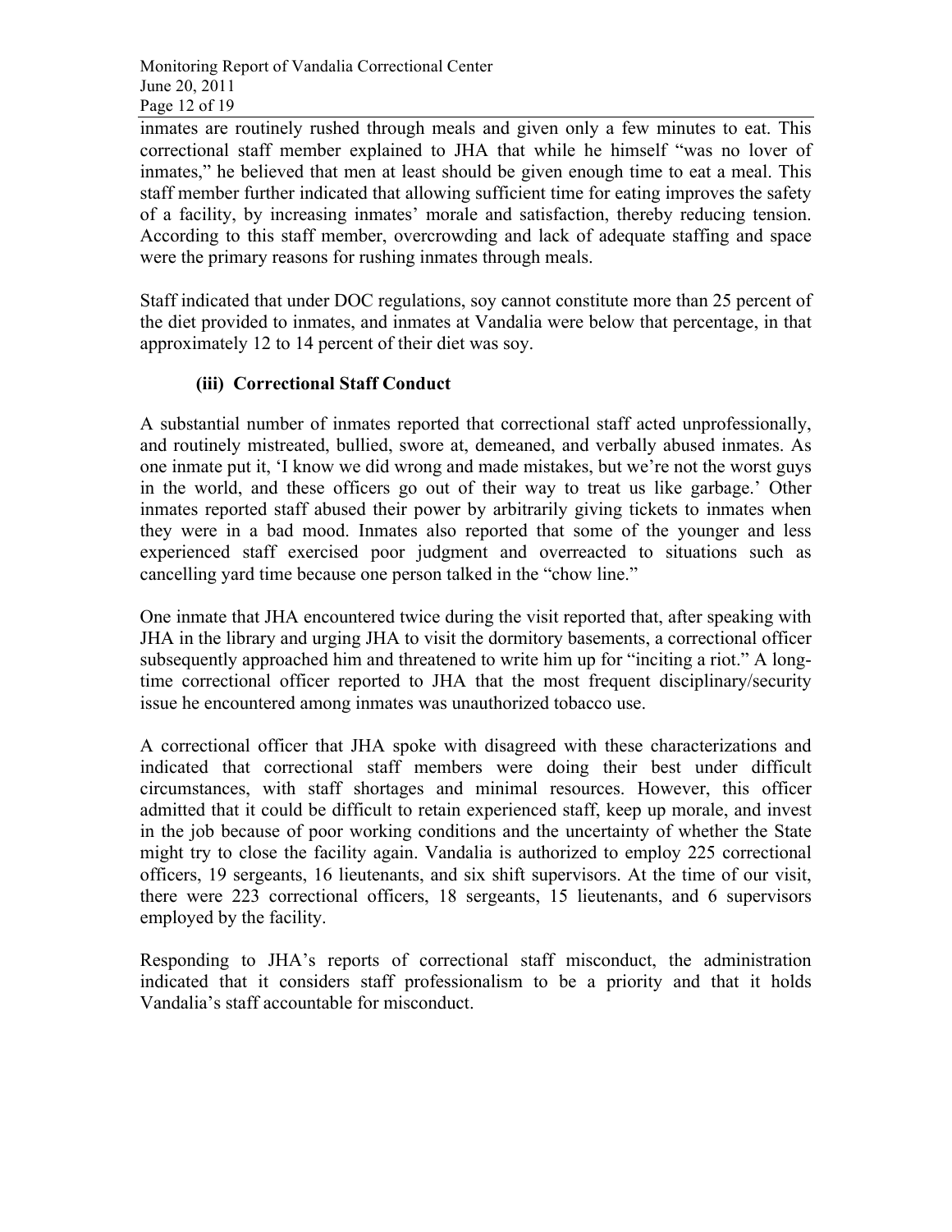inmates are routinely rushed through meals and given only a few minutes to eat. This correctional staff member explained to JHA that while he himself "was no lover of inmates," he believed that men at least should be given enough time to eat a meal. This staff member further indicated that allowing sufficient time for eating improves the safety of a facility, by increasing inmates' morale and satisfaction, thereby reducing tension. According to this staff member, overcrowding and lack of adequate staffing and space were the primary reasons for rushing inmates through meals.

Staff indicated that under DOC regulations, soy cannot constitute more than 25 percent of the diet provided to inmates, and inmates at Vandalia were below that percentage, in that approximately 12 to 14 percent of their diet was soy.

### (iii) Correctional Staff Conduct

A substantial number of inmates reported that correctional staff acted unprofessionally, and routinely mistreated, bullied, swore at, demeaned, and verbally abused inmates. As one inmate put it, 'I know we did wrong and made mistakes, but we're not the worst guys in the world, and these officers go out of their way to treat us like garbage.' Other inmates reported staff abused their power by arbitrarily giving tickets to inmates when they were in a bad mood. Inmates also reported that some of the younger and less experienced staff exercised poor judgment and overreacted to situations such as cancelling yard time because one person talked in the "chow line."

One inmate that JHA encountered twice during the visit reported that, after speaking with JHA in the library and urging JHA to visit the dormitory basements, a correctional officer subsequently approached him and threatened to write him up for "inciting a riot." A long-time correctional officer reported to JHA that the most frequent disciplinary/security issue he encountered among inmates was unauthorized tobacco use.

A correctional officer that JHA spoke with disagreed with these characterizations and indicated that correctional staff members were doing their best under difficult circumstances, with staff shortages and minimal resources. However, this officer admitted that it could be difficult to retain experienced staff, keep up morale, and invest in the job because of poor working conditions and the uncertainty of whether the State might try to close the facility again. Vandalia is authorized to employ 225 correctional officers, 19 sergeants, 16 lieutenants, and six shift supervisors. At the time of our visit, there were 223 correctional officers, 18 sergeants, 15 lieutenants, and 6 supervisors employed by the facility.

Responding to JHA's reports of correctional staff misconduct, the administration indicated that it considers staff professionalism to be a priority and that it holds Vandalia's staff accountable for misconduct.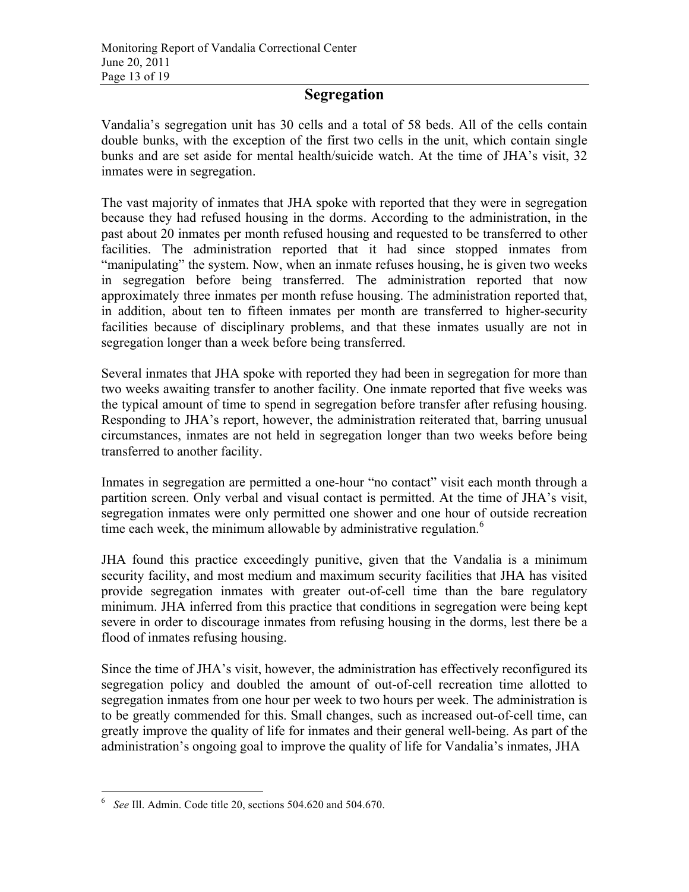## Segregation

Vandalia's segregation unit has 30 cells and a total of 58 beds. All of the cells contain double bunks, with the exception of the first two cells in the unit, which contain single bunks and are set aside for mental health/suicide watch. At the time of JHA's visit, 32 inmates were in segregation.

The vast majority of inmates that JHA spoke with reported that they were in segregation because they had refused housing in the dorms. According to the administration, in the past about 20 inmates per month refused housing and requested to be transferred to other facilities. The administration reported that it had since stopped inmates from "manipulating" the system. Now, when an inmate refuses housing, he is given two weeks in segregation before being transferred. The administration reported that now approximately three inmates per month refuse housing. The administration reported that, in addition, about ten to fifteen inmates per month are transferred to higher-security facilities because of disciplinary problems, and that these inmates usually are not in segregation longer than a week before being transferred.

Several inmates that JHA spoke with reported they had been in segregation for more than two weeks awaiting transfer to another facility. One inmate reported that five weeks was the typical amount of time to spend in segregation before transfer after refusing housing. Responding to JHA's report, however, the administration reiterated that, barring unusual circumstances, inmates are not held in segregation longer than two weeks before being transferred to another facility.

Inmates in segregation are permitted a one-hour "no contact" visit each month through a partition screen. Only verbal and visual contact is permitted. At the time of JHA's visit, segregation inmates were only permitted one shower and one hour of outside recreation time each week, the minimum allowable by administrative regulation.[6]

JHA found this practice exceedingly punitive, given that the Vandalia is a minimum security facility, and most medium and maximum security facilities that JHA has visited provide segregation inmates with greater out-of-cell time than the bare regulatory minimum. JHA inferred from this practice that conditions in segregation were being kept severe in order to discourage inmates from refusing housing in the dorms, lest there be a flood of inmates refusing housing.

Since the time of JHA's visit, however, the administration has effectively reconfigured its segregation policy and doubled the amount of out-of-cell recreation time allotted to segregation inmates from one hour per week to two hours per week. The administration is to be greatly commended for this. Small changes, such as increased out-of-cell time, can greatly improve the quality of life for inmates and their general well-being. As part of the administration's ongoing goal to improve the quality of life for Vandalia's inmates, JHA

---

[6] *See* Ill. Admin. Code title 20, sections 504.620 and 504.670.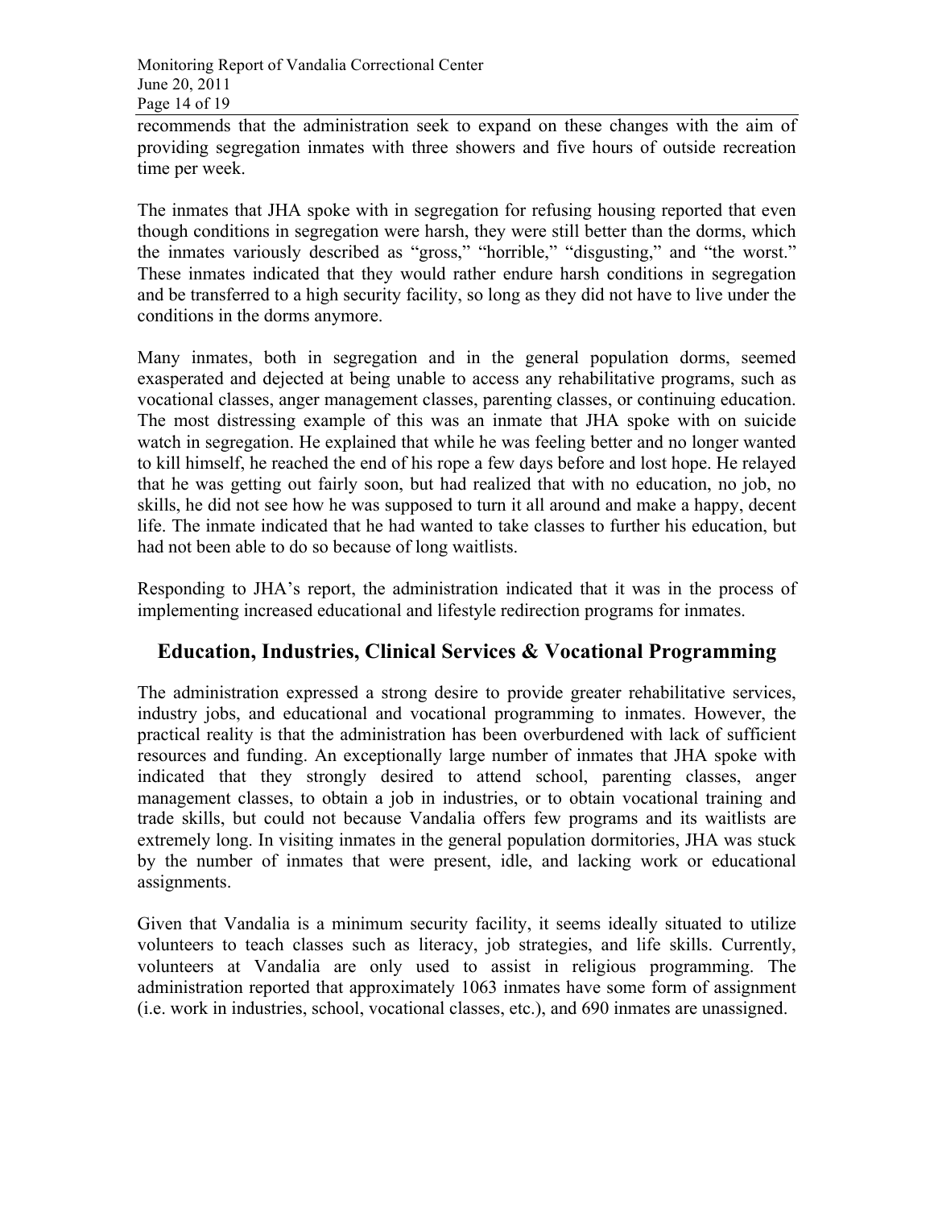recommends that the administration seek to expand on these changes with the aim of providing segregation inmates with three showers and five hours of outside recreation time per week.

The inmates that JHA spoke with in segregation for refusing housing reported that even though conditions in segregation were harsh, they were still better than the dorms, which the inmates variously described as "gross," "horrible," "disgusting," and "the worst." These inmates indicated that they would rather endure harsh conditions in segregation and be transferred to a high security facility, so long as they did not have to live under the conditions in the dorms anymore.

Many inmates, both in segregation and in the general population dorms, seemed exasperated and dejected at being unable to access any rehabilitative programs, such as vocational classes, anger management classes, parenting classes, or continuing education. The most distressing example of this was an inmate that JHA spoke with on suicide watch in segregation. He explained that while he was feeling better and no longer wanted to kill himself, he reached the end of his rope a few days before and lost hope. He relayed that he was getting out fairly soon, but had realized that with no education, no job, no skills, he did not see how he was supposed to turn it all around and make a happy, decent life. The inmate indicated that he had wanted to take classes to further his education, but had not been able to do so because of long waitlists.

Responding to JHA's report, the administration indicated that it was in the process of implementing increased educational and lifestyle redirection programs for inmates.

## Education, Industries, Clinical Services & Vocational Programming

The administration expressed a strong desire to provide greater rehabilitative services, industry jobs, and educational and vocational programming to inmates. However, the practical reality is that the administration has been overburdened with lack of sufficient resources and funding. An exceptionally large number of inmates that JHA spoke with indicated that they strongly desired to attend school, parenting classes, anger management classes, to obtain a job in industries, or to obtain vocational training and trade skills, but could not because Vandalia offers few programs and its waitlists are extremely long. In visiting inmates in the general population dormitories, JHA was stuck by the number of inmates that were present, idle, and lacking work or educational assignments.

Given that Vandalia is a minimum security facility, it seems ideally situated to utilize volunteers to teach classes such as literacy, job strategies, and life skills. Currently, volunteers at Vandalia are only used to assist in religious programming. The administration reported that approximately 1063 inmates have some form of assignment (i.e. work in industries, school, vocational classes, etc.), and 690 inmates are unassigned.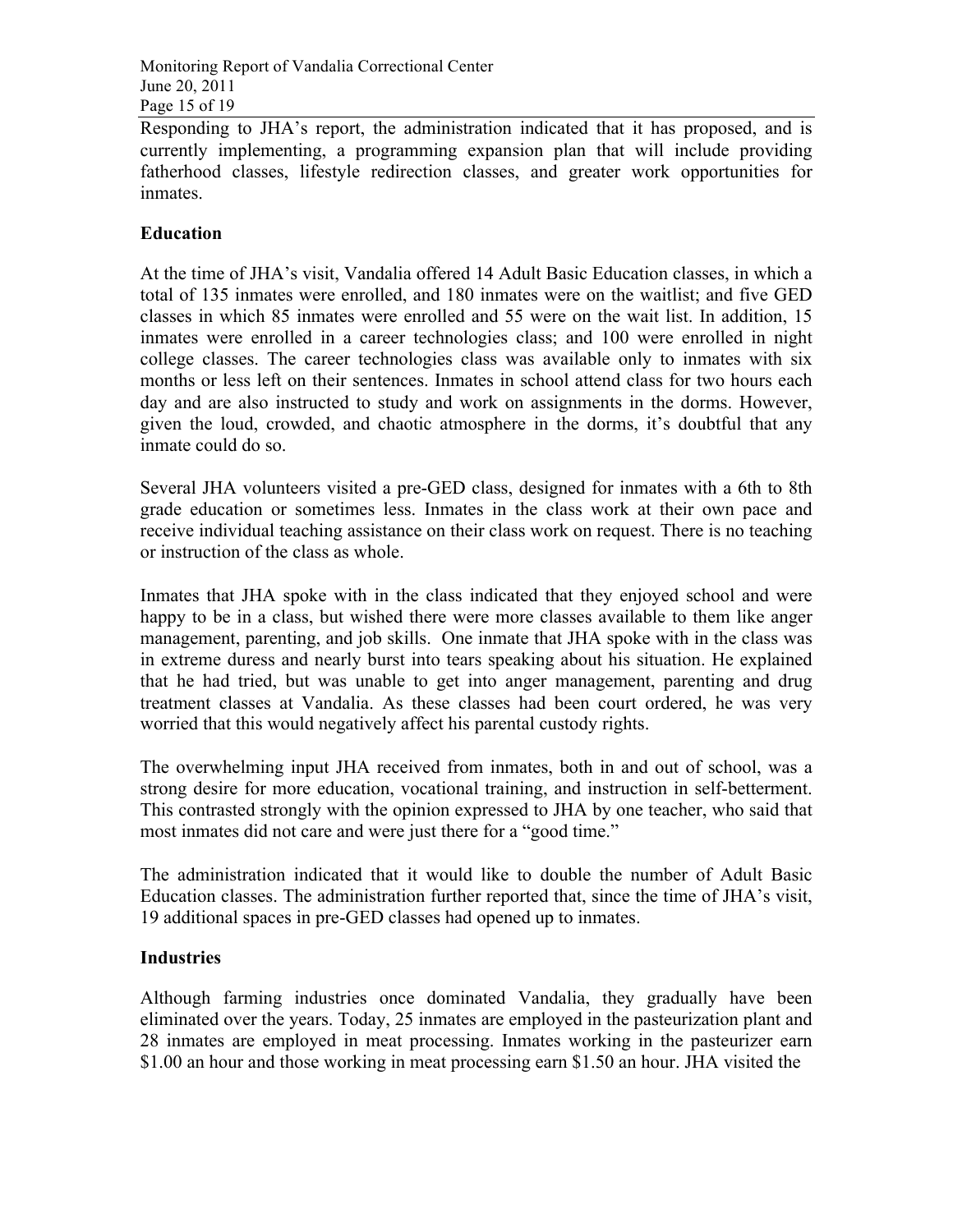Responding to JHA's report, the administration indicated that it has proposed, and is currently implementing, a programming expansion plan that will include providing fatherhood classes, lifestyle redirection classes, and greater work opportunities for inmates.

## Education

At the time of JHA's visit, Vandalia offered 14 Adult Basic Education classes, in which a total of 135 inmates were enrolled, and 180 inmates were on the waitlist; and five GED classes in which 85 inmates were enrolled and 55 were on the wait list. In addition, 15 inmates were enrolled in a career technologies class; and 100 were enrolled in night college classes. The career technologies class was available only to inmates with six months or less left on their sentences. Inmates in school attend class for two hours each day and are also instructed to study and work on assignments in the dorms. However, given the loud, crowded, and chaotic atmosphere in the dorms, it's doubtful that any inmate could do so.

Several JHA volunteers visited a pre-GED class, designed for inmates with a 6th to 8th grade education or sometimes less. Inmates in the class work at their own pace and receive individual teaching assistance on their class work on request. There is no teaching or instruction of the class as whole.

Inmates that JHA spoke with in the class indicated that they enjoyed school and were happy to be in a class, but wished there were more classes available to them like anger management, parenting, and job skills. One inmate that JHA spoke with in the class was in extreme duress and nearly burst into tears speaking about his situation. He explained that he had tried, but was unable to get into anger management, parenting and drug treatment classes at Vandalia. As these classes had been court ordered, he was very worried that this would negatively affect his parental custody rights.

The overwhelming input JHA received from inmates, both in and out of school, was a strong desire for more education, vocational training, and instruction in self-betterment. This contrasted strongly with the opinion expressed to JHA by one teacher, who said that most inmates did not care and were just there for a "good time."

The administration indicated that it would like to double the number of Adult Basic Education classes. The administration further reported that, since the time of JHA's visit, 19 additional spaces in pre-GED classes had opened up to inmates.

## Industries

Although farming industries once dominated Vandalia, they gradually have been eliminated over the years. Today, 25 inmates are employed in the pasteurization plant and 28 inmates are employed in meat processing. Inmates working in the pasteurizer earn $1.00 an hour and those working in meat processing earn $1.50 an hour. JHA visited the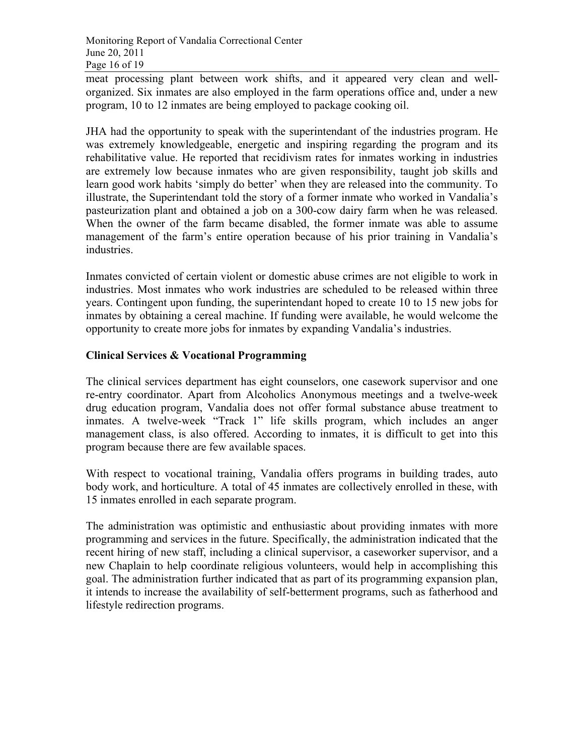meat processing plant between work shifts, and it appeared very clean and well-organized. Six inmates are also employed in the farm operations office and, under a new program, 10 to 12 inmates are being employed to package cooking oil.

JHA had the opportunity to speak with the superintendant of the industries program. He was extremely knowledgeable, energetic and inspiring regarding the program and its rehabilitative value. He reported that recidivism rates for inmates working in industries are extremely low because inmates who are given responsibility, taught job skills and learn good work habits 'simply do better' when they are released into the community. To illustrate, the Superintendant told the story of a former inmate who worked in Vandalia's pasteurization plant and obtained a job on a 300-cow dairy farm when he was released. When the owner of the farm became disabled, the former inmate was able to assume management of the farm's entire operation because of his prior training in Vandalia's industries.

Inmates convicted of certain violent or domestic abuse crimes are not eligible to work in industries. Most inmates who work industries are scheduled to be released within three years. Contingent upon funding, the superintendant hoped to create 10 to 15 new jobs for inmates by obtaining a cereal machine. If funding were available, he would welcome the opportunity to create more jobs for inmates by expanding Vandalia's industries.

## Clinical Services & Vocational Programming

The clinical services department has eight counselors, one casework supervisor and one re-entry coordinator. Apart from Alcoholics Anonymous meetings and a twelve-week drug education program, Vandalia does not offer formal substance abuse treatment to inmates. A twelve-week "Track 1" life skills program, which includes an anger management class, is also offered. According to inmates, it is difficult to get into this program because there are few available spaces.

With respect to vocational training, Vandalia offers programs in building trades, auto body work, and horticulture. A total of 45 inmates are collectively enrolled in these, with 15 inmates enrolled in each separate program.

The administration was optimistic and enthusiastic about providing inmates with more programming and services in the future. Specifically, the administration indicated that the recent hiring of new staff, including a clinical supervisor, a caseworker supervisor, and a new Chaplain to help coordinate religious volunteers, would help in accomplishing this goal. The administration further indicated that as part of its programming expansion plan, it intends to increase the availability of self-betterment programs, such as fatherhood and lifestyle redirection programs.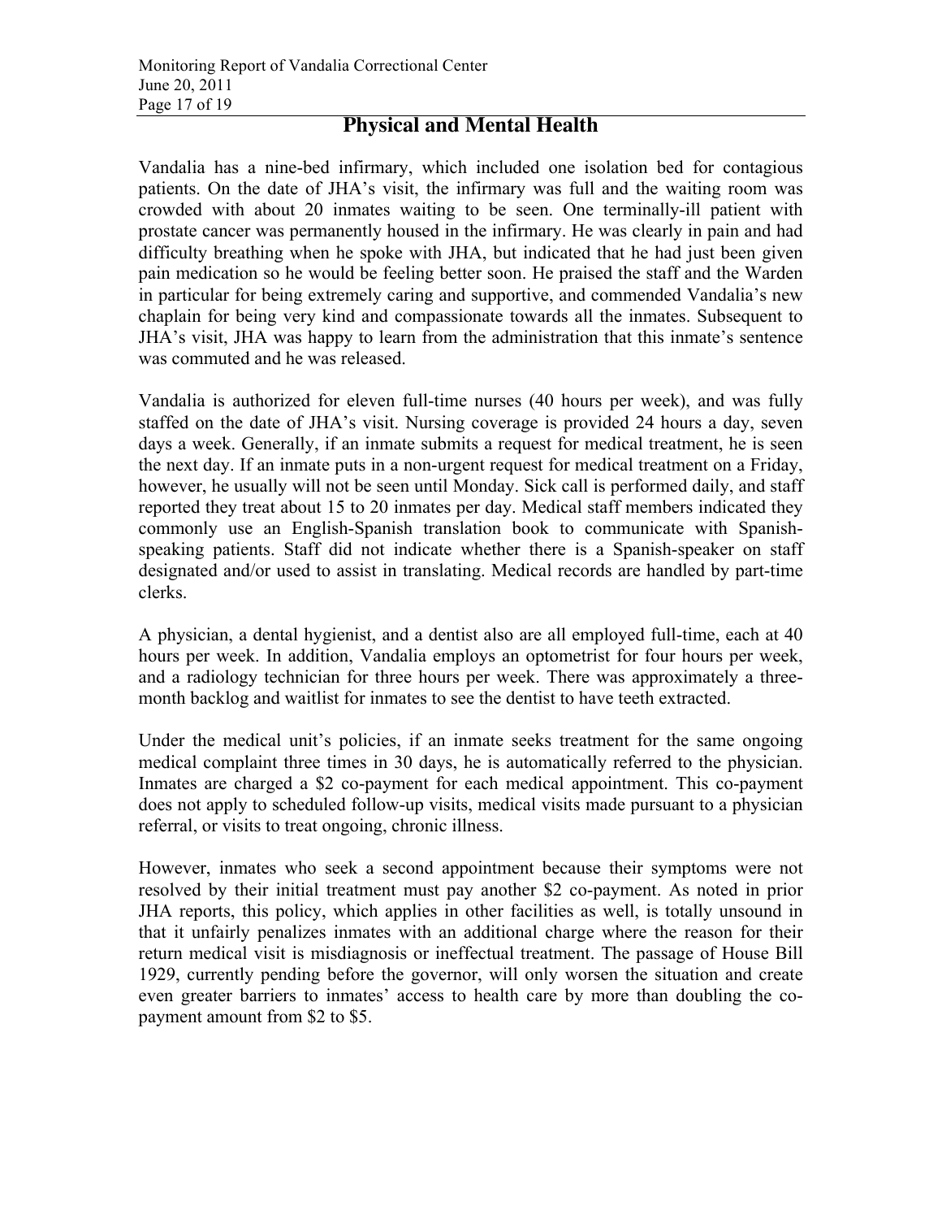## Physical and Mental Health

Vandalia has a nine-bed infirmary, which included one isolation bed for contagious patients. On the date of JHA's visit, the infirmary was full and the waiting room was crowded with about 20 inmates waiting to be seen. One terminally-ill patient with prostate cancer was permanently housed in the infirmary. He was clearly in pain and had difficulty breathing when he spoke with JHA, but indicated that he had just been given pain medication so he would be feeling better soon. He praised the staff and the Warden in particular for being extremely caring and supportive, and commended Vandalia's new chaplain for being very kind and compassionate towards all the inmates. Subsequent to JHA's visit, JHA was happy to learn from the administration that this inmate's sentence was commuted and he was released.

Vandalia is authorized for eleven full-time nurses (40 hours per week), and was fully staffed on the date of JHA's visit. Nursing coverage is provided 24 hours a day, seven days a week. Generally, if an inmate submits a request for medical treatment, he is seen the next day. If an inmate puts in a non-urgent request for medical treatment on a Friday, however, he usually will not be seen until Monday. Sick call is performed daily, and staff reported they treat about 15 to 20 inmates per day. Medical staff members indicated they commonly use an English-Spanish translation book to communicate with Spanish-speaking patients. Staff did not indicate whether there is a Spanish-speaker on staff designated and/or used to assist in translating. Medical records are handled by part-time clerks.

A physician, a dental hygienist, and a dentist also are all employed full-time, each at 40 hours per week. In addition, Vandalia employs an optometrist for four hours per week, and a radiology technician for three hours per week. There was approximately a three-month backlog and waitlist for inmates to see the dentist to have teeth extracted.

Under the medical unit's policies, if an inmate seeks treatment for the same ongoing medical complaint three times in 30 days, he is automatically referred to the physician. Inmates are charged a $2 co-payment for each medical appointment. This co-payment does not apply to scheduled follow-up visits, medical visits made pursuant to a physician referral, or visits to treat ongoing, chronic illness.

However, inmates who seek a second appointment because their symptoms were not resolved by their initial treatment must pay another $2 co-payment. As noted in prior JHA reports, this policy, which applies in other facilities as well, is totally unsound in that it unfairly penalizes inmates with an additional charge where the reason for their return medical visit is misdiagnosis or ineffectual treatment. The passage of House Bill 1929, currently pending before the governor, will only worsen the situation and create even greater barriers to inmates' access to health care by more than doubling the co-payment amount from $2 to $5.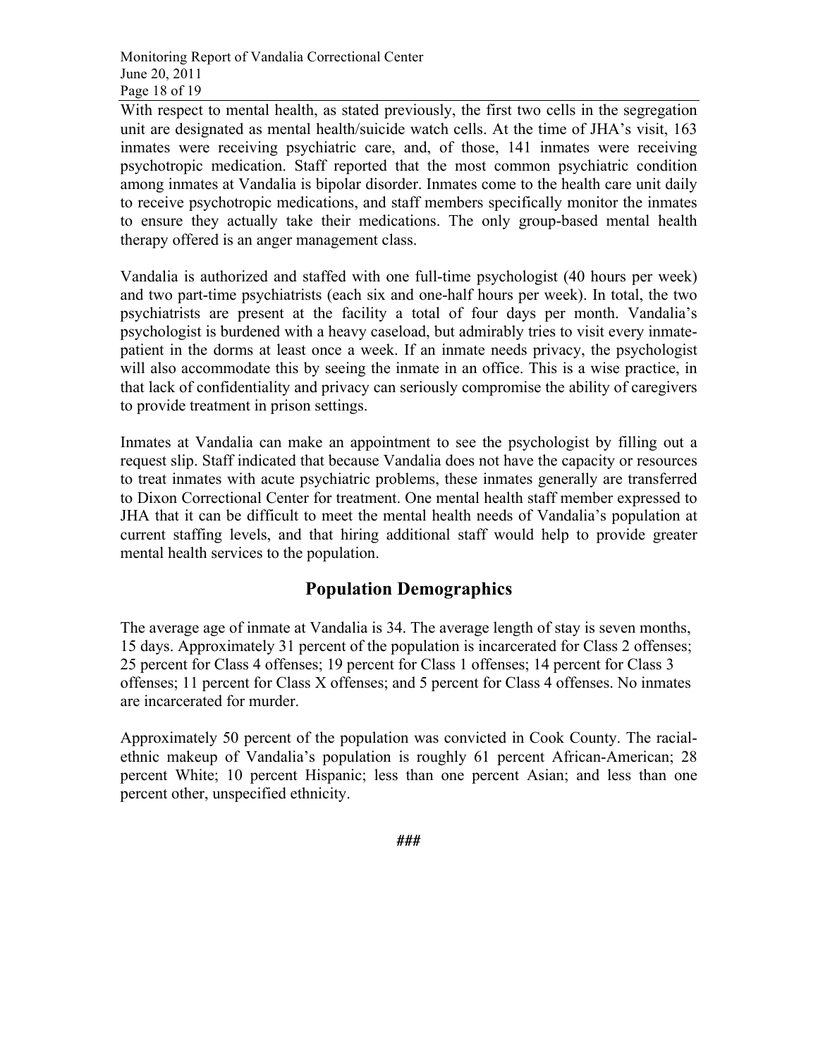With respect to mental health, as stated previously, the first two cells in the segregation unit are designated as mental health/suicide watch cells. At the time of JHA's visit, 163 inmates were receiving psychiatric care, and, of those, 141 inmates were receiving psychotropic medication. Staff reported that the most common psychiatric condition among inmates at Vandalia is bipolar disorder. Inmates come to the health care unit daily to receive psychotropic medications, and staff members specifically monitor the inmates to ensure they actually take their medications. The only group-based mental health therapy offered is an anger management class.

Vandalia is authorized and staffed with one full-time psychologist (40 hours per week) and two part-time psychiatrists (each six and one-half hours per week). In total, the two psychiatrists are present at the facility a total of four days per month. Vandalia's psychologist is burdened with a heavy caseload, but admirably tries to visit every inmate-patient in the dorms at least once a week. If an inmate needs privacy, the psychologist will also accommodate this by seeing the inmate in an office. This is a wise practice, in that lack of confidentiality and privacy can seriously compromise the ability of caregivers to provide treatment in prison settings.

Inmates at Vandalia can make an appointment to see the psychologist by filling out a request slip. Staff indicated that because Vandalia does not have the capacity or resources to treat inmates with acute psychiatric problems, these inmates generally are transferred to Dixon Correctional Center for treatment. One mental health staff member expressed to JHA that it can be difficult to meet the mental health needs of Vandalia's population at current staffing levels, and that hiring additional staff would help to provide greater mental health services to the population.

## Population Demographics

The average age of inmate at Vandalia is 34. The average length of stay is seven months, 15 days. Approximately 31 percent of the population is incarcerated for Class 2 offenses; 25 percent for Class 4 offenses; 19 percent for Class 1 offenses; 14 percent for Class 3 offenses; 11 percent for Class X offenses; and 5 percent for Class 4 offenses. No inmates are incarcerated for murder.

Approximately 50 percent of the population was convicted in Cook County. The racial-ethnic makeup of Vandalia's population is roughly 61 percent African-American; 28 percent White; 10 percent Hispanic; less than one percent Asian; and less than one percent other, unspecified ethnicity.

###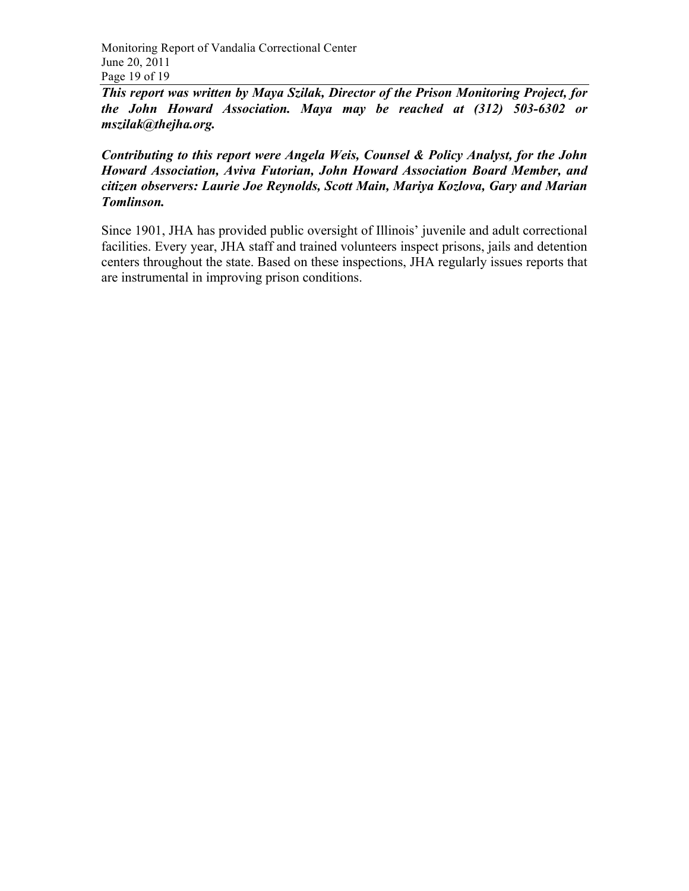***This report was written by Maya Szilak, Director of the Prison Monitoring Project, for the John Howard Association. Maya may be reached at (312) 503-6302 or mszilak@thejha.org.***

***Contributing to this report were Angela Weis, Counsel & Policy Analyst, for the John Howard Association, Aviva Futorian, John Howard Association Board Member, and citizen observers: Laurie Joe Reynolds, Scott Main, Mariya Kozlova, Gary and Marian Tomlinson.***

Since 1901, JHA has provided public oversight of Illinois' juvenile and adult correctional facilities. Every year, JHA staff and trained volunteers inspect prisons, jails and detention centers throughout the state. Based on these inspections, JHA regularly issues reports that are instrumental in improving prison conditions.